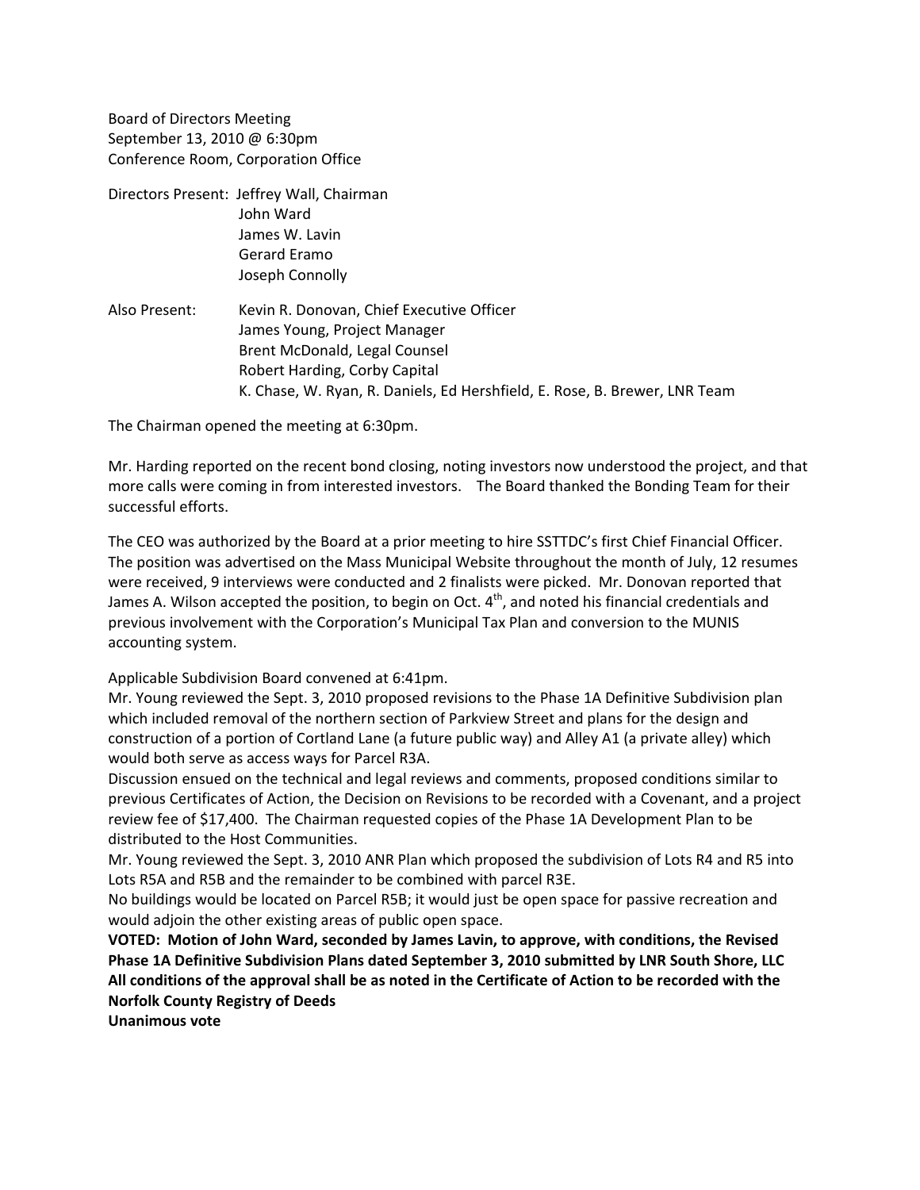Board of Directors Meeting
September 13, 2010 @ 6:30pm
Conference Room, Corporation Office

Directors Present: Jeffrey Wall, Chairman
John Ward
James W. Lavin
Gerard Eramo
Joseph Connolly

Also Present: Kevin R. Donovan, Chief Executive Officer
James Young, Project Manager
Brent McDonald, Legal Counsel
Robert Harding, Corby Capital
K. Chase, W. Ryan, R. Daniels, Ed Hershfield, E. Rose, B. Brewer, LNR Team

The Chairman opened the meeting at 6:30pm.

Mr. Harding reported on the recent bond closing, noting investors now understood the project, and that more calls were coming in from interested investors. The Board thanked the Bonding Team for their successful efforts.

The CEO was authorized by the Board at a prior meeting to hire SSTTDC's first Chief Financial Officer. The position was advertised on the Mass Municipal Website throughout the month of July, 12 resumes were received, 9 interviews were conducted and 2 finalists were picked. Mr. Donovan reported that James A. Wilson accepted the position, to begin on Oct. 4th, and noted his financial credentials and previous involvement with the Corporation's Municipal Tax Plan and conversion to the MUNIS accounting system.

Applicable Subdivision Board convened at 6:41pm.

Mr. Young reviewed the Sept. 3, 2010 proposed revisions to the Phase 1A Definitive Subdivision plan which included removal of the northern section of Parkview Street and plans for the design and construction of a portion of Cortland Lane (a future public way) and Alley A1 (a private alley) which would both serve as access ways for Parcel R3A.

Discussion ensued on the technical and legal reviews and comments, proposed conditions similar to previous Certificates of Action, the Decision on Revisions to be recorded with a Covenant, and a project review fee of $17,400. The Chairman requested copies of the Phase 1A Development Plan to be distributed to the Host Communities.

Mr. Young reviewed the Sept. 3, 2010 ANR Plan which proposed the subdivision of Lots R4 and R5 into Lots R5A and R5B and the remainder to be combined with parcel R3E.

No buildings would be located on Parcel R5B; it would just be open space for passive recreation and would adjoin the other existing areas of public open space.

**VOTED: Motion of John Ward, seconded by James Lavin, to approve, with conditions, the Revised Phase 1A Definitive Subdivision Plans dated September 3, 2010 submitted by LNR South Shore, LLC All conditions of the approval shall be as noted in the Certificate of Action to be recorded with the Norfolk County Registry of Deeds**
**Unanimous vote**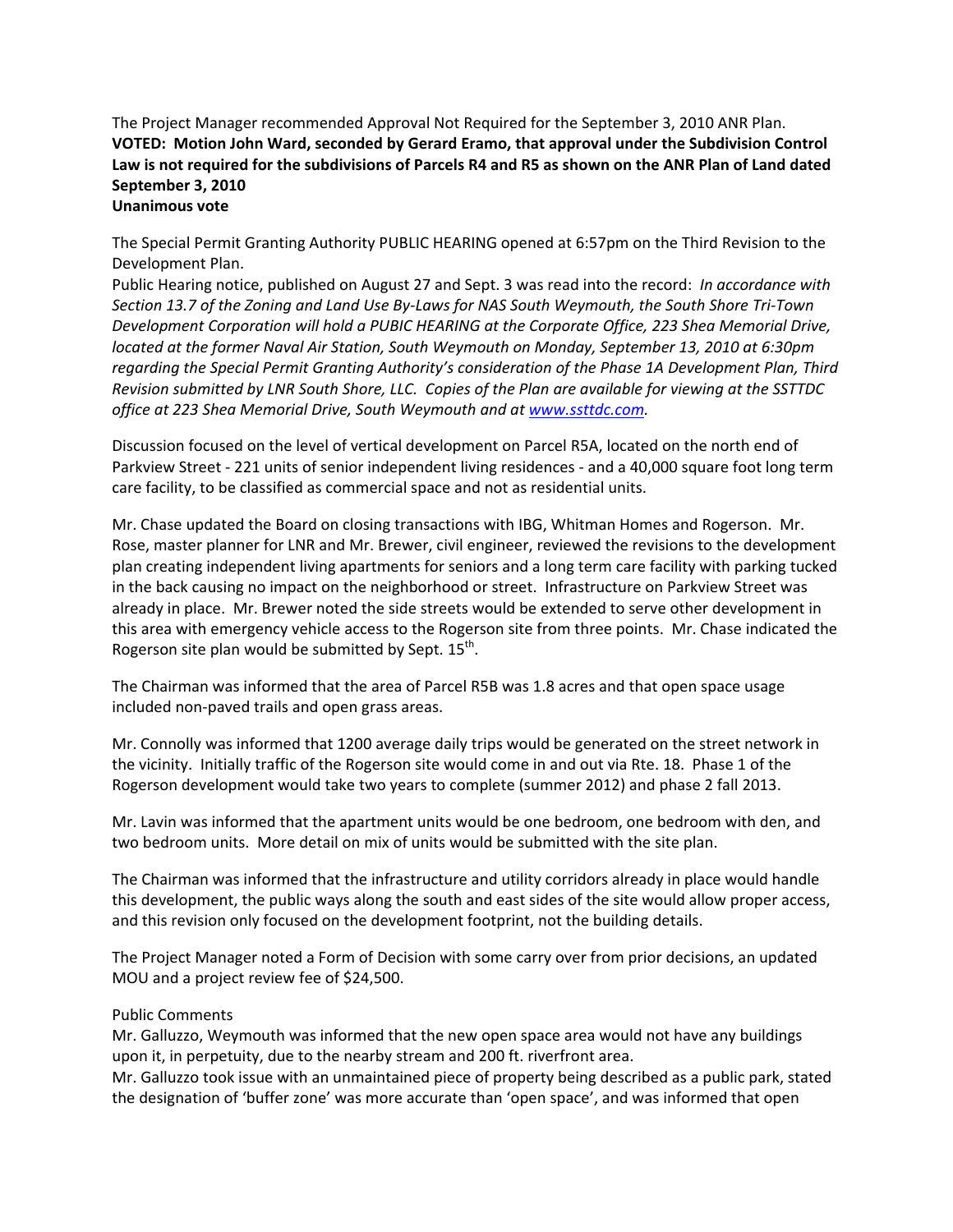The Project Manager recommended Approval Not Required for the September 3, 2010 ANR Plan.
**VOTED: Motion John Ward, seconded by Gerard Eramo, that approval under the Subdivision Control Law is not required for the subdivisions of Parcels R4 and R5 as shown on the ANR Plan of Land dated September 3, 2010**
**Unanimous vote**

The Special Permit Granting Authority PUBLIC HEARING opened at 6:57pm on the Third Revision to the Development Plan.
Public Hearing notice, published on August 27 and Sept. 3 was read into the record: *In accordance with Section 13.7 of the Zoning and Land Use By-Laws for NAS South Weymouth, the South Shore Tri-Town Development Corporation will hold a PUBIC HEARING at the Corporate Office, 223 Shea Memorial Drive, located at the former Naval Air Station, South Weymouth on Monday, September 13, 2010 at 6:30pm regarding the Special Permit Granting Authority's consideration of the Phase 1A Development Plan, Third Revision submitted by LNR South Shore, LLC. Copies of the Plan are available for viewing at the SSTTDC office at 223 Shea Memorial Drive, South Weymouth and at www.ssttdc.com.*

Discussion focused on the level of vertical development on Parcel R5A, located on the north end of Parkview Street - 221 units of senior independent living residences - and a 40,000 square foot long term care facility, to be classified as commercial space and not as residential units.

Mr. Chase updated the Board on closing transactions with IBG, Whitman Homes and Rogerson. Mr. Rose, master planner for LNR and Mr. Brewer, civil engineer, reviewed the revisions to the development plan creating independent living apartments for seniors and a long term care facility with parking tucked in the back causing no impact on the neighborhood or street. Infrastructure on Parkview Street was already in place. Mr. Brewer noted the side streets would be extended to serve other development in this area with emergency vehicle access to the Rogerson site from three points. Mr. Chase indicated the Rogerson site plan would be submitted by Sept. 15th.

The Chairman was informed that the area of Parcel R5B was 1.8 acres and that open space usage included non-paved trails and open grass areas.

Mr. Connolly was informed that 1200 average daily trips would be generated on the street network in the vicinity. Initially traffic of the Rogerson site would come in and out via Rte. 18. Phase 1 of the Rogerson development would take two years to complete (summer 2012) and phase 2 fall 2013.

Mr. Lavin was informed that the apartment units would be one bedroom, one bedroom with den, and two bedroom units. More detail on mix of units would be submitted with the site plan.

The Chairman was informed that the infrastructure and utility corridors already in place would handle this development, the public ways along the south and east sides of the site would allow proper access, and this revision only focused on the development footprint, not the building details.

The Project Manager noted a Form of Decision with some carry over from prior decisions, an updated MOU and a project review fee of $24,500.

Public Comments
Mr. Galluzzo, Weymouth was informed that the new open space area would not have any buildings upon it, in perpetuity, due to the nearby stream and 200 ft. riverfront area.
Mr. Galluzzo took issue with an unmaintained piece of property being described as a public park, stated the designation of 'buffer zone' was more accurate than 'open space', and was informed that open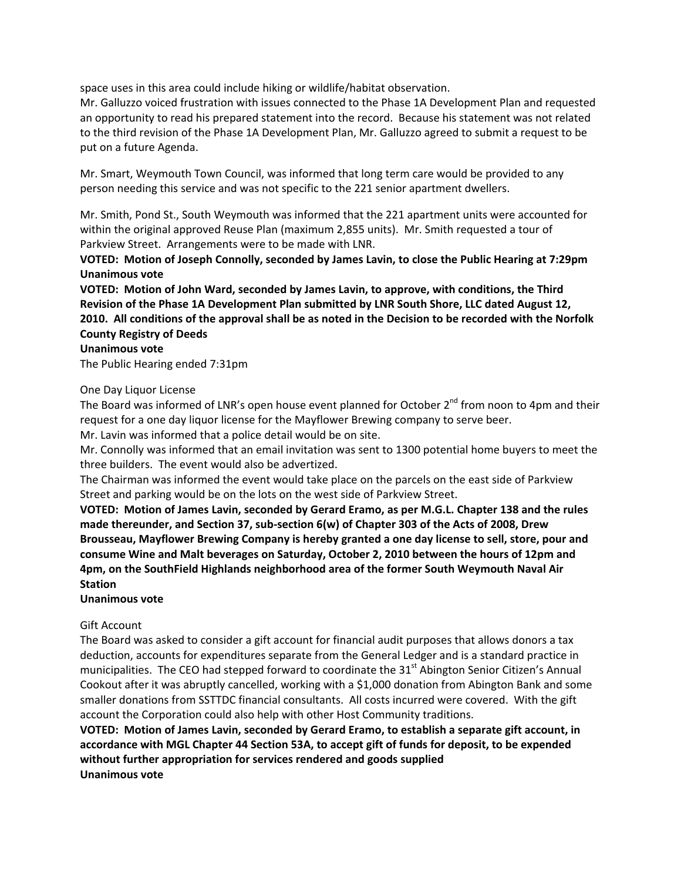space uses in this area could include hiking or wildlife/habitat observation.
Mr. Galluzzo voiced frustration with issues connected to the Phase 1A Development Plan and requested an opportunity to read his prepared statement into the record. Because his statement was not related to the third revision of the Phase 1A Development Plan, Mr. Galluzzo agreed to submit a request to be put on a future Agenda.

Mr. Smart, Weymouth Town Council, was informed that long term care would be provided to any person needing this service and was not specific to the 221 senior apartment dwellers.

Mr. Smith, Pond St., South Weymouth was informed that the 221 apartment units were accounted for within the original approved Reuse Plan (maximum 2,855 units). Mr. Smith requested a tour of Parkview Street. Arrangements were to be made with LNR.

**VOTED: Motion of Joseph Connolly, seconded by James Lavin, to close the Public Hearing at 7:29pm**
**Unanimous vote**

**VOTED: Motion of John Ward, seconded by James Lavin, to approve, with conditions, the Third Revision of the Phase 1A Development Plan submitted by LNR South Shore, LLC dated August 12, 2010. All conditions of the approval shall be as noted in the Decision to be recorded with the Norfolk County Registry of Deeds**
**Unanimous vote**

The Public Hearing ended 7:31pm

One Day Liquor License

The Board was informed of LNR's open house event planned for October 2nd from noon to 4pm and their request for a one day liquor license for the Mayflower Brewing company to serve beer.
Mr. Lavin was informed that a police detail would be on site.
Mr. Connolly was informed that an email invitation was sent to 1300 potential home buyers to meet the three builders. The event would also be advertized.
The Chairman was informed the event would take place on the parcels on the east side of Parkview Street and parking would be on the lots on the west side of Parkview Street.

**VOTED: Motion of James Lavin, seconded by Gerard Eramo, as per M.G.L. Chapter 138 and the rules made thereunder, and Section 37, sub-section 6(w) of Chapter 303 of the Acts of 2008, Drew Brousseau, Mayflower Brewing Company is hereby granted a one day license to sell, store, pour and consume Wine and Malt beverages on Saturday, October 2, 2010 between the hours of 12pm and 4pm, on the SouthField Highlands neighborhood area of the former South Weymouth Naval Air Station**
**Unanimous vote**

Gift Account

The Board was asked to consider a gift account for financial audit purposes that allows donors a tax deduction, accounts for expenditures separate from the General Ledger and is a standard practice in municipalities. The CEO had stepped forward to coordinate the 31st Abington Senior Citizen's Annual Cookout after it was abruptly cancelled, working with a $1,000 donation from Abington Bank and some smaller donations from SSTTDC financial consultants. All costs incurred were covered. With the gift account the Corporation could also help with other Host Community traditions.

**VOTED: Motion of James Lavin, seconded by Gerard Eramo, to establish a separate gift account, in accordance with MGL Chapter 44 Section 53A, to accept gift of funds for deposit, to be expended without further appropriation for services rendered and goods supplied**
**Unanimous vote**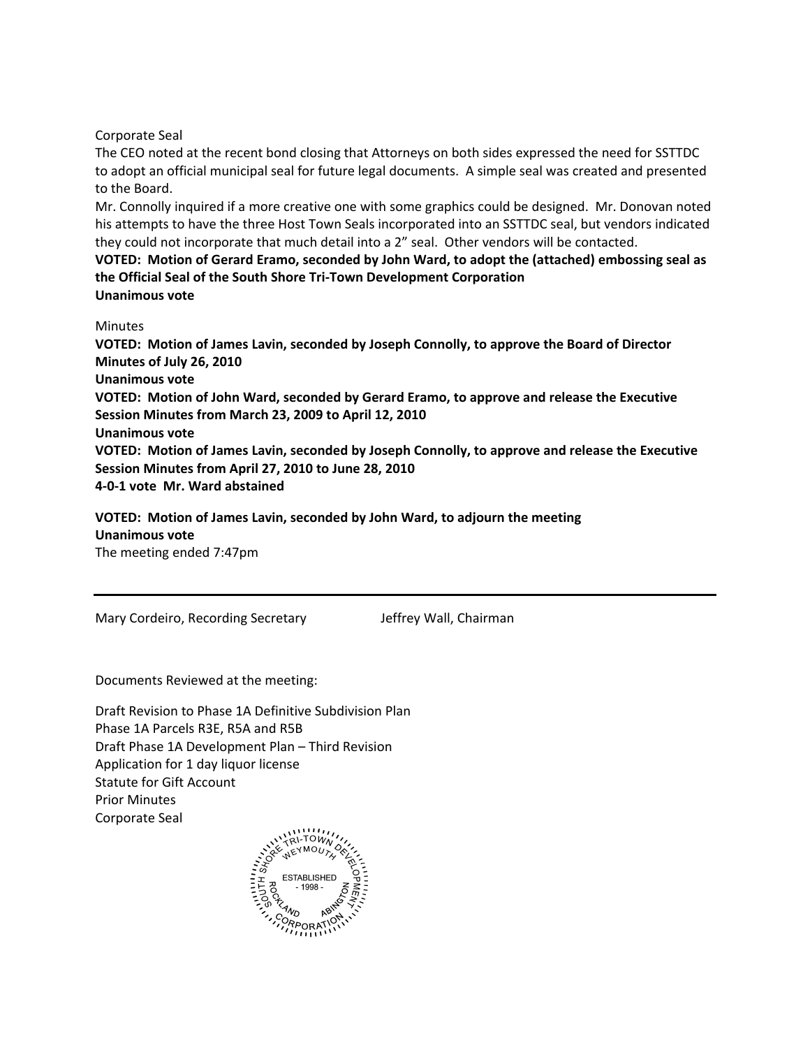Corporate Seal

The CEO noted at the recent bond closing that Attorneys on both sides expressed the need for SSTTDC to adopt an official municipal seal for future legal documents. A simple seal was created and presented to the Board.

Mr. Connolly inquired if a more creative one with some graphics could be designed. Mr. Donovan noted his attempts to have the three Host Town Seals incorporated into an SSTTDC seal, but vendors indicated they could not incorporate that much detail into a 2" seal. Other vendors will be contacted.

**VOTED: Motion of Gerard Eramo, seconded by John Ward, to adopt the (attached) embossing seal as the Official Seal of the South Shore Tri-Town Development Corporation**
**Unanimous vote**

Minutes

**VOTED: Motion of James Lavin, seconded by Joseph Connolly, to approve the Board of Director Minutes of July 26, 2010**
**Unanimous vote**
**VOTED: Motion of John Ward, seconded by Gerard Eramo, to approve and release the Executive Session Minutes from March 23, 2009 to April 12, 2010**
**Unanimous vote**
**VOTED: Motion of James Lavin, seconded by Joseph Connolly, to approve and release the Executive Session Minutes from April 27, 2010 to June 28, 2010**
**4-0-1 vote Mr. Ward abstained**

**VOTED: Motion of James Lavin, seconded by John Ward, to adjourn the meeting**
**Unanimous vote**
The meeting ended 7:47pm

---

Mary Cordeiro, Recording Secretary                Jeffrey Wall, Chairman

Documents Reviewed at the meeting:

Draft Revision to Phase 1A Definitive Subdivision Plan
Phase 1A Parcels R3E, R5A and R5B
Draft Phase 1A Development Plan – Third Revision
Application for 1 day liquor license
Statute for Gift Account
Prior Minutes
Corporate Seal

SOUTH SHORE TRI-TOWN DEVELOPMENT CORPORATION
WEYMOUTH
ROCKLAND ABINGTON
ESTABLISHED
- 1998 -